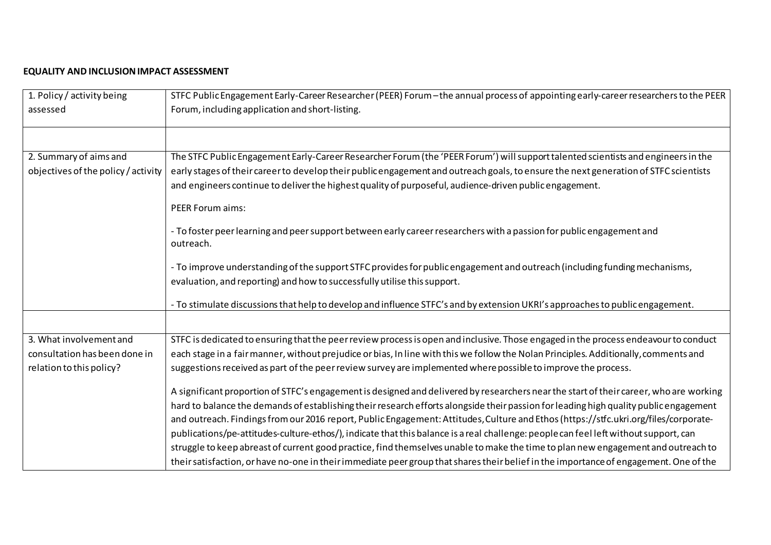**EQUALITY AND INCLUSION IMPACT ASSESSMENT**

| | |
|---|---|
| 1. Policy / activity being assessed | STFC Public Engagement Early-Career Researcher (PEER) Forum – the annual process of appointing early-career researchers to the PEER Forum, including application and short-listing. |
| | |
| 2. Summary of aims and objectives of the policy / activity | The STFC Public Engagement Early-Career Researcher Forum (the 'PEER Forum') will support talented scientists and engineers in the early stages of their career to develop their public engagement and outreach goals, to ensure the next generation of STFC scientists and engineers continue to deliver the highest quality of purposeful, audience-driven public engagement.<br><br>PEER Forum aims:<br><br>- To foster peer learning and peer support between early career researchers with a passion for public engagement and outreach.<br><br>- To improve understanding of the support STFC provides for public engagement and outreach (including funding mechanisms, evaluation, and reporting) and how to successfully utilise this support.<br><br>- To stimulate discussions that help to develop and influence STFC's and by extension UKRI's approaches to public engagement. |
| | |
| 3. What involvement and consultation has been done in relation to this policy? | STFC is dedicated to ensuring that the peer review process is open and inclusive. Those engaged in the process endeavour to conduct each stage in a fair manner, without prejudice or bias, In line with this we follow the Nolan Principles. Additionally, comments and suggestions received as part of the peer review survey are implemented where possible to improve the process.<br><br>A significant proportion of STFC's engagement is designed and delivered by researchers near the start of their career, who are working hard to balance the demands of establishing their research efforts alongside their passion for leading high quality public engagement and outreach. Findings from our 2016 report, Public Engagement: Attitudes, Culture and Ethos (https://stfc.ukri.org/files/corporate-publications/pe-attitudes-culture-ethos/), indicate that this balance is a real challenge: people can feel left without support, can struggle to keep abreast of current good practice, find themselves unable to make the time to plan new engagement and outreach to their satisfaction, or have no-one in their immediate peer group that shares their belief in the importance of engagement. One of the |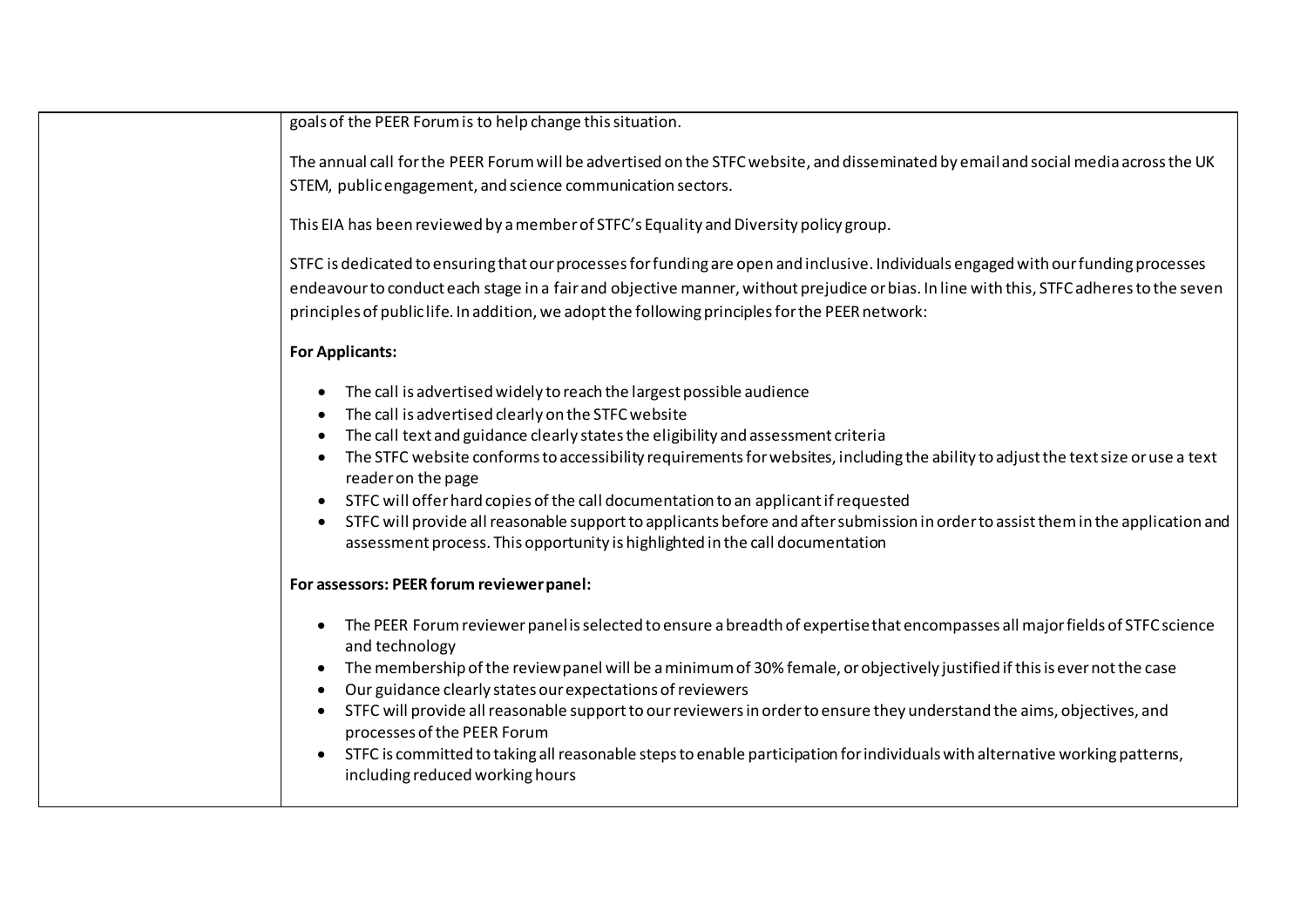| | |
|---|---|
| | goals of the PEER Forum is to help change this situation.<br><br>The annual call for the PEER Forum will be advertised on the STFC website, and disseminated by email and social media across the UK STEM, public engagement, and science communication sectors.<br><br>This EIA has been reviewed by a member of STFC's Equality and Diversity policy group.<br><br>STFC is dedicated to ensuring that our processes for funding are open and inclusive. Individuals engaged with our funding processes endeavour to conduct each stage in a fair and objective manner, without prejudice or bias. In line with this, STFC adheres to the seven principles of public life. In addition, we adopt the following principles for the PEER network:<br><br>**For Applicants:**<br><br>• The call is advertised widely to reach the largest possible audience<br>• The call is advertised clearly on the STFC website<br>• The call text and guidance clearly states the eligibility and assessment criteria<br>• The STFC website conforms to accessibility requirements for websites, including the ability to adjust the text size or use a text reader on the page<br>• STFC will offer hard copies of the call documentation to an applicant if requested<br>• STFC will provide all reasonable support to applicants before and after submission in order to assist them in the application and assessment process. This opportunity is highlighted in the call documentation<br><br>**For assessors: PEER forum reviewer panel:**<br><br>• The PEER Forum reviewer panel is selected to ensure a breadth of expertise that encompasses all major fields of STFC science and technology<br>• The membership of the review panel will be a minimum of 30% female, or objectively justified if this is ever not the case<br>• Our guidance clearly states our expectations of reviewers<br>• STFC will provide all reasonable support to our reviewers in order to ensure they understand the aims, objectives, and processes of the PEER Forum<br>• STFC is committed to taking all reasonable steps to enable participation for individuals with alternative working patterns, including reduced working hours |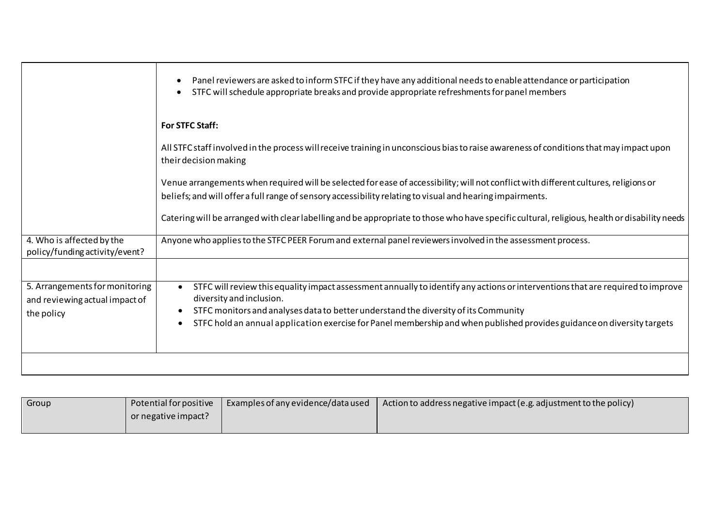| | |
|---|---|
| | • Panel reviewers are asked to inform STFC if they have any additional needs to enable attendance or participation<br>• STFC will schedule appropriate breaks and provide appropriate refreshments for panel members<br><br>**For STFC Staff:**<br><br>All STFC staff involved in the process will receive training in unconscious bias to raise awareness of conditions that may impact upon their decision making<br><br>Venue arrangements when required will be selected for ease of accessibility; will not conflict with different cultures, religions or beliefs; and will offer a full range of sensory accessibility relating to visual and hearing impairments.<br><br>Catering will be arranged with clear labelling and be appropriate to those who have specific cultural, religious, health or disability needs |
| 4. Who is affected by the policy/funding activity/event? | Anyone who applies to the STFC PEER Forum and external panel reviewers involved in the assessment process. |
| | |
| 5. Arrangements for monitoring and reviewing actual impact of the policy | • STFC will review this equality impact assessment annually to identify any actions or interventions that are required to improve diversity and inclusion.<br>• STFC monitors and analyses data to better understand the diversity of its Community<br>• STFC hold an annual application exercise for Panel membership and when published provides guidance on diversity targets |
| | |

| Group | Potential for positive or negative impact? | Examples of any evidence/data used | Action to address negative impact (e.g. adjustment to the policy) |
|---|---|---|---|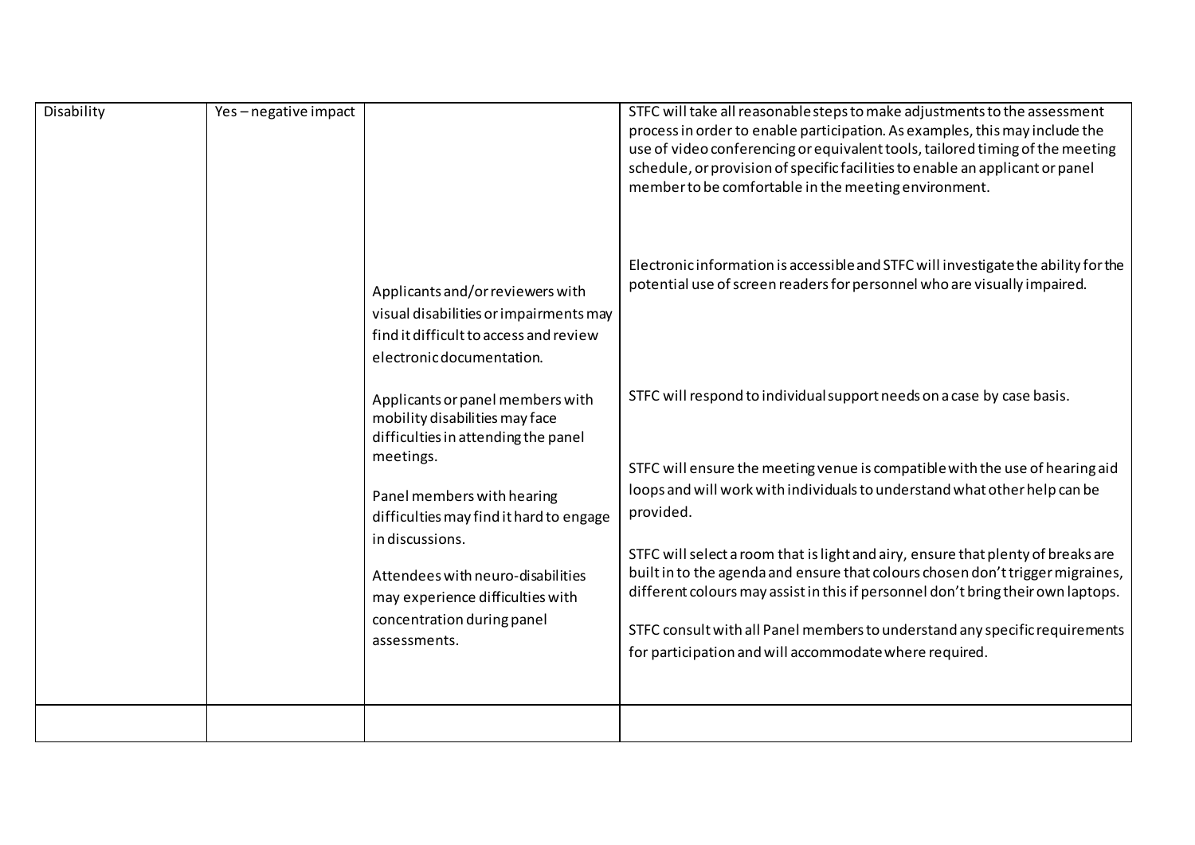| Disability | Yes – negative impact | Applicants and/or reviewers with visual disabilities or impairments may find it difficult to access and review electronic documentation.<br><br>Applicants or panel members with mobility disabilities may face difficulties in attending the panel meetings.<br><br>Panel members with hearing difficulties may find it hard to engage in discussions.<br><br>Attendees with neuro-disabilities may experience difficulties with concentration during panel assessments. | STFC will take all reasonable steps to make adjustments to the assessment process in order to enable participation. As examples, this may include the use of video conferencing or equivalent tools, tailored timing of the meeting schedule, or provision of specific facilities to enable an applicant or panel member to be comfortable in the meeting environment.<br><br>Electronic information is accessible and STFC will investigate the ability for the potential use of screen readers for personnel who are visually impaired.<br><br>STFC will respond to individual support needs on a case by case basis.<br><br>STFC will ensure the meeting venue is compatible with the use of hearing aid loops and will work with individuals to understand what other help can be provided.<br><br>STFC will select a room that is light and airy, ensure that plenty of breaks are built in to the agenda and ensure that colours chosen don't trigger migraines, different colours may assist in this if personnel don't bring their own laptops.<br><br>STFC consult with all Panel members to understand any specific requirements for participation and will accommodate where required. |
|---|---|---|---|
| | | | |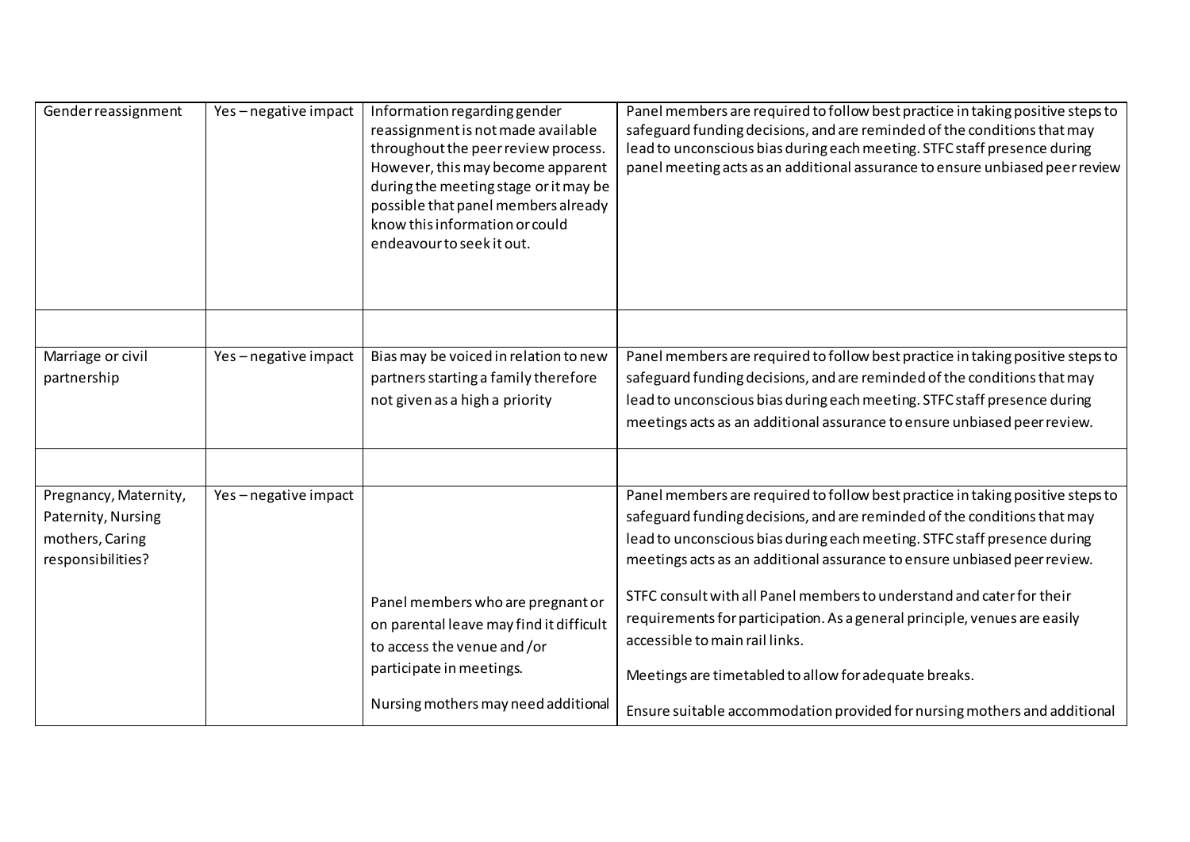| | | | |
|---|---|---|---|
| Gender reassignment | Yes – negative impact | Information regarding gender reassignment is not made available throughout the peer review process. However, this may become apparent during the meeting stage or it may be possible that panel members already know this information or could endeavour to seek it out. | Panel members are required to follow best practice in taking positive steps to safeguard funding decisions, and are reminded of the conditions that may lead to unconscious bias during each meeting. STFC staff presence during panel meeting acts as an additional assurance to ensure unbiased peer review |
| | | | |
| Marriage or civil partnership | Yes – negative impact | Bias may be voiced in relation to new partners starting a family therefore not given as a high a priority | Panel members are required to follow best practice in taking positive steps to safeguard funding decisions, and are reminded of the conditions that may lead to unconscious bias during each meeting. STFC staff presence during meetings acts as an additional assurance to ensure unbiased peer review. |
| | | | |
| Pregnancy, Maternity, Paternity, Nursing mothers, Caring responsibilities? | Yes – negative impact | Panel members who are pregnant or on parental leave may find it difficult to access the venue and /or participate in meetings.<br><br>Nursing mothers may need additional | Panel members are required to follow best practice in taking positive steps to safeguard funding decisions, and are reminded of the conditions that may lead to unconscious bias during each meeting. STFC staff presence during meetings acts as an additional assurance to ensure unbiased peer review.<br><br>STFC consult with all Panel members to understand and cater for their requirements for participation. As a general principle, venues are easily accessible to main rail links.<br><br>Meetings are timetabled to allow for adequate breaks.<br><br>Ensure suitable accommodation provided for nursing mothers and additional |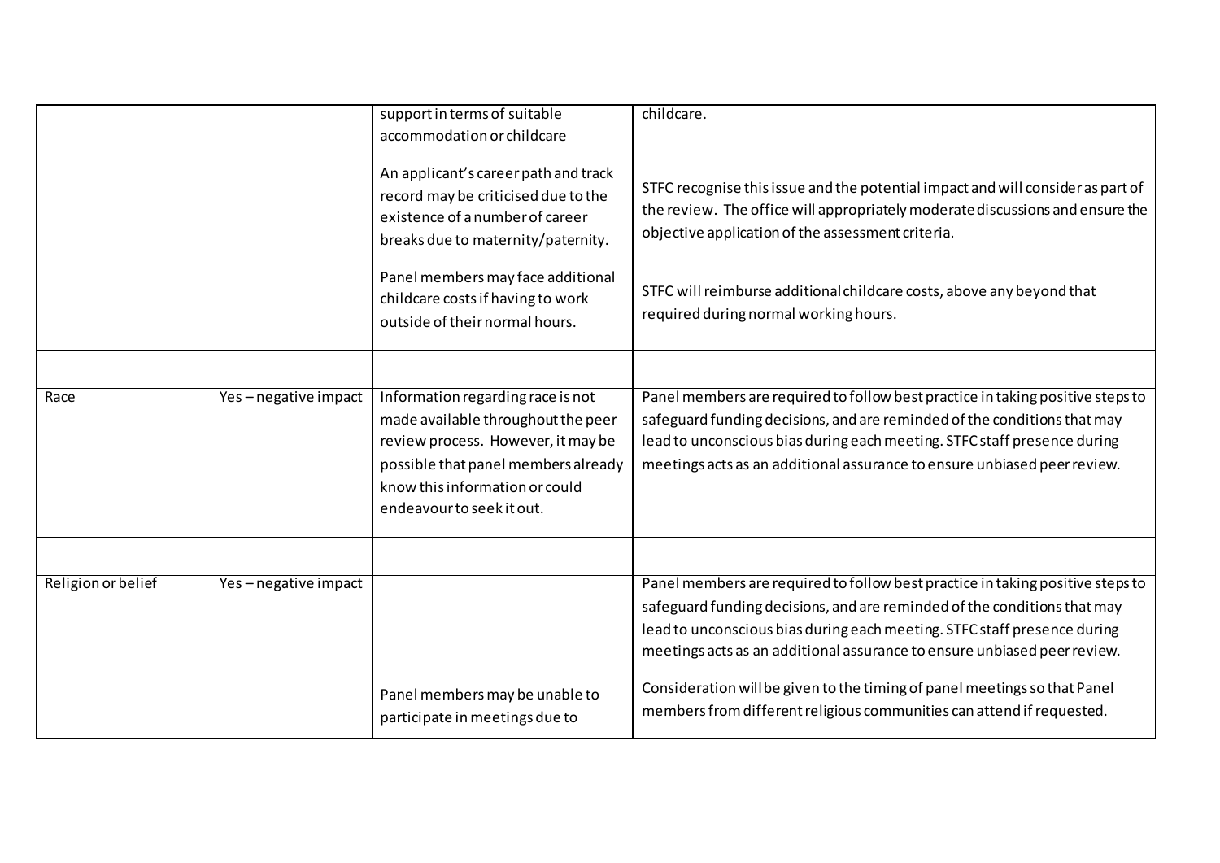| | | | |
|---|---|---|---|
| | | support in terms of suitable accommodation or childcare<br><br>An applicant's career path and track record may be criticised due to the existence of a number of career breaks due to maternity/paternity.<br><br>Panel members may face additional childcare costs if having to work outside of their normal hours. | childcare.<br><br>STFC recognise this issue and the potential impact and will consider as part of the review. The office will appropriately moderate discussions and ensure the objective application of the assessment criteria.<br><br>STFC will reimburse additional childcare costs, above any beyond that required during normal working hours. |
| | | | |
| Race | Yes – negative impact | Information regarding race is not made available throughout the peer review process. However, it may be possible that panel members already know this information or could endeavour to seek it out. | Panel members are required to follow best practice in taking positive steps to safeguard funding decisions, and are reminded of the conditions that may lead to unconscious bias during each meeting. STFC staff presence during meetings acts as an additional assurance to ensure unbiased peer review. |
| | | | |
| Religion or belief | Yes – negative impact | Panel members may be unable to participate in meetings due to | Panel members are required to follow best practice in taking positive steps to safeguard funding decisions, and are reminded of the conditions that may lead to unconscious bias during each meeting. STFC staff presence during meetings acts as an additional assurance to ensure unbiased peer review.<br><br>Consideration will be given to the timing of panel meetings so that Panel members from different religious communities can attend if requested. |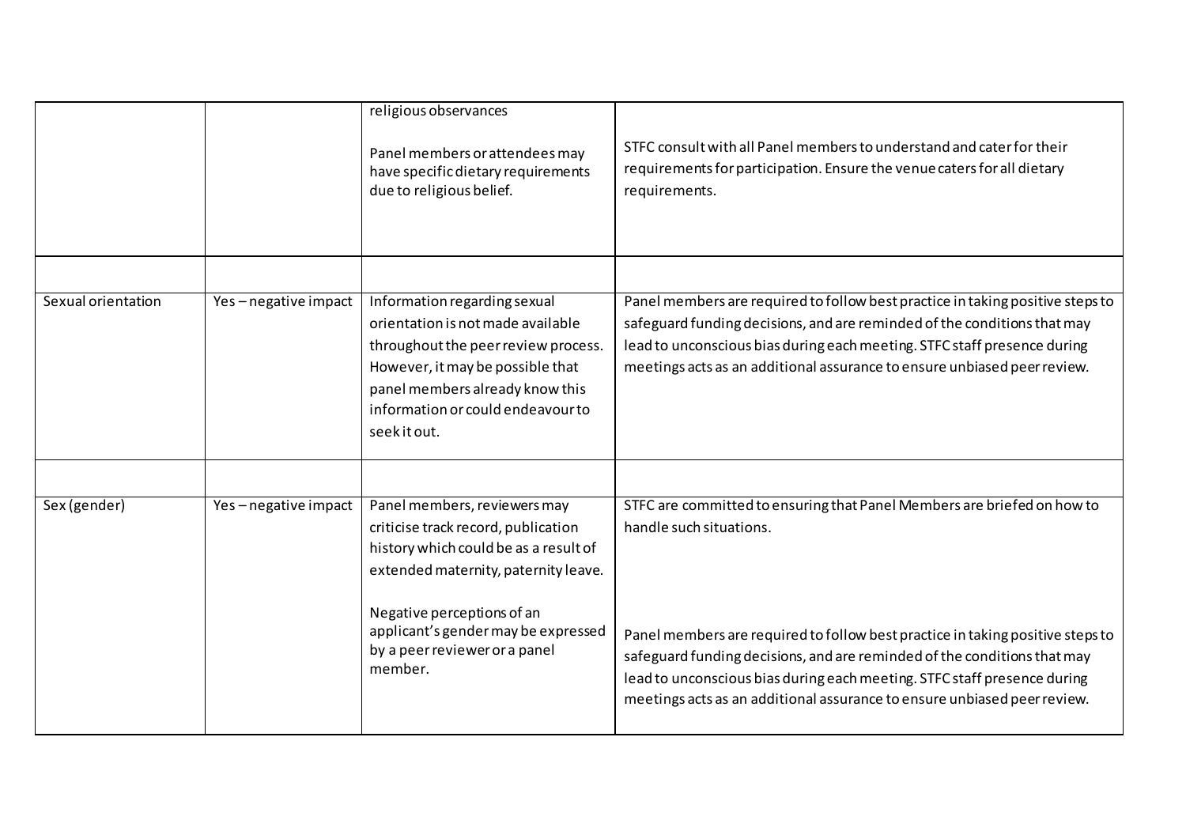| | | | |
|---|---|---|---|
| | | religious observances<br><br>Panel members or attendees may have specific dietary requirements due to religious belief. | STFC consult with all Panel members to understand and cater for their requirements for participation. Ensure the venue caters for all dietary requirements. |
| | | | |
| Sexual orientation | Yes – negative impact | Information regarding sexual orientation is not made available throughout the peer review process. However, it may be possible that panel members already know this information or could endeavour to seek it out. | Panel members are required to follow best practice in taking positive steps to safeguard funding decisions, and are reminded of the conditions that may lead to unconscious bias during each meeting. STFC staff presence during meetings acts as an additional assurance to ensure unbiased peer review. |
| | | | |
| Sex (gender) | Yes – negative impact | Panel members, reviewers may criticise track record, publication history which could be as a result of extended maternity, paternity leave.<br><br>Negative perceptions of an applicant's gender may be expressed by a peer reviewer or a panel member. | STFC are committed to ensuring that Panel Members are briefed on how to handle such situations.<br><br>Panel members are required to follow best practice in taking positive steps to safeguard funding decisions, and are reminded of the conditions that may lead to unconscious bias during each meeting. STFC staff presence during meetings acts as an additional assurance to ensure unbiased peer review. |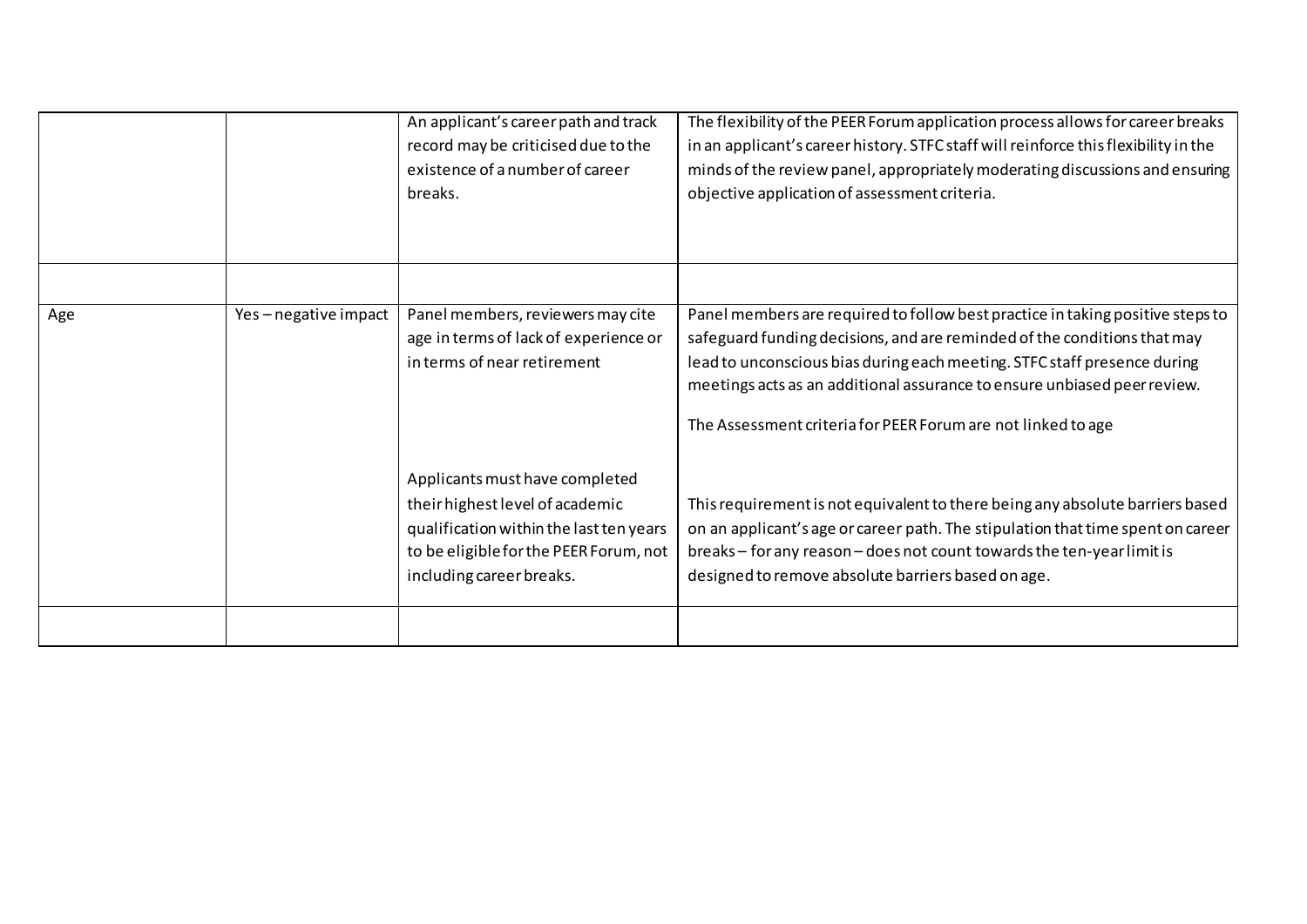| | | | |
|---|---|---|---|
| | | An applicant's career path and track record may be criticised due to the existence of a number of career breaks. | The flexibility of the PEER Forum application process allows for career breaks in an applicant's career history. STFC staff will reinforce this flexibility in the minds of the review panel, appropriately moderating discussions and ensuring objective application of assessment criteria. |
| | | | |
| Age | Yes – negative impact | Panel members, reviewers may cite age in terms of lack of experience or in terms of near retirement<br><br>Applicants must have completed their highest level of academic qualification within the last ten years to be eligible for the PEER Forum, not including career breaks. | Panel members are required to follow best practice in taking positive steps to safeguard funding decisions, and are reminded of the conditions that may lead to unconscious bias during each meeting. STFC staff presence during meetings acts as an additional assurance to ensure unbiased peer review.<br><br>The Assessment criteria for PEER Forum are not linked to age<br><br>This requirement is not equivalent to there being any absolute barriers based on an applicant's age or career path. The stipulation that time spent on career breaks – for any reason – does not count towards the ten-year limit is designed to remove absolute barriers based on age. |
| | | | |